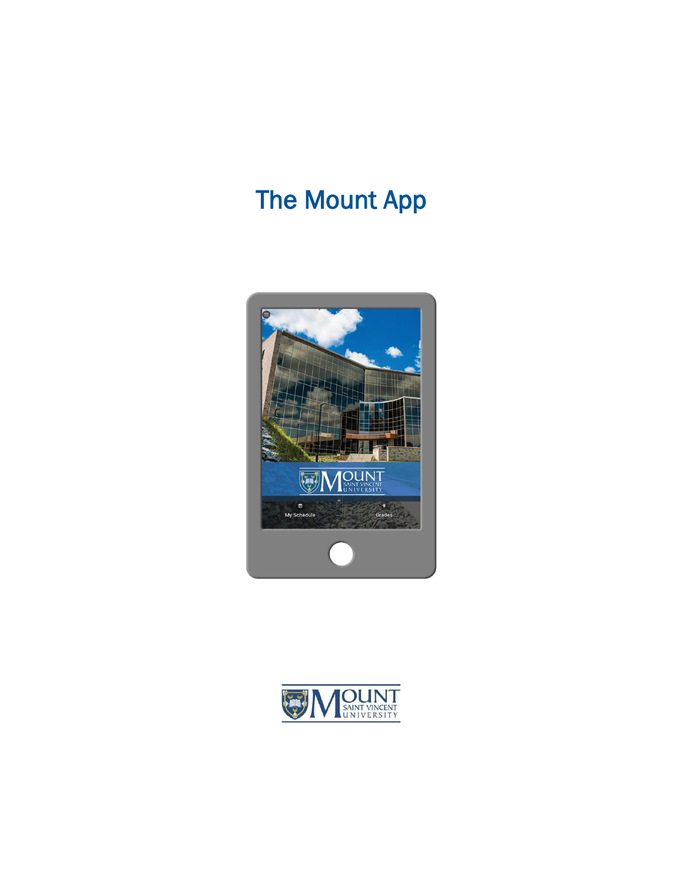# The Mount App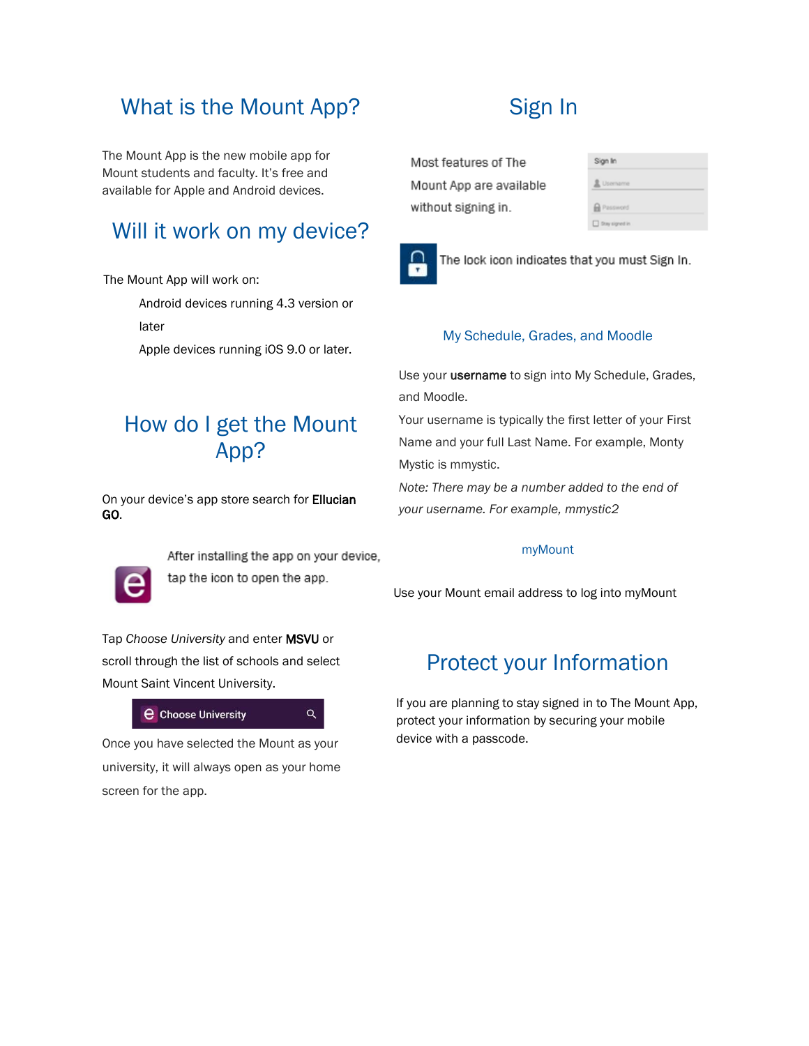# What is the Mount App?

The Mount App is the new mobile app for Mount students and faculty. It's free and available for Apple and Android devices.

# Will it work on my device?

The Mount App will work on:

- Android devices running 4.3 version or later
- Apple devices running iOS 9.0 or later.

# How do I get the Mount App?

On your device's app store search for **Ellucian GO**.

After installing the app on your device, tap the icon to open the app.

Tap *Choose University* and enter **MSVU** or scroll through the list of schools and select Mount Saint Vincent University.

Once you have selected the Mount as your university, it will always open as your home screen for the app.

# Sign In

Most features of The Mount App are available without signing in.

The lock icon indicates that you must Sign In.

## My Schedule, Grades, and Moodle

Use your **username** to sign into My Schedule, Grades, and Moodle.

Your username is typically the first letter of your First Name and your full Last Name. For example, Monty Mystic is mmystic.

*Note: There may be a number added to the end of your username. For example, mmystic2*

## myMount

Use your Mount email address to log into myMount

# Protect your Information

If you are planning to stay signed in to The Mount App, protect your information by securing your mobile device with a passcode.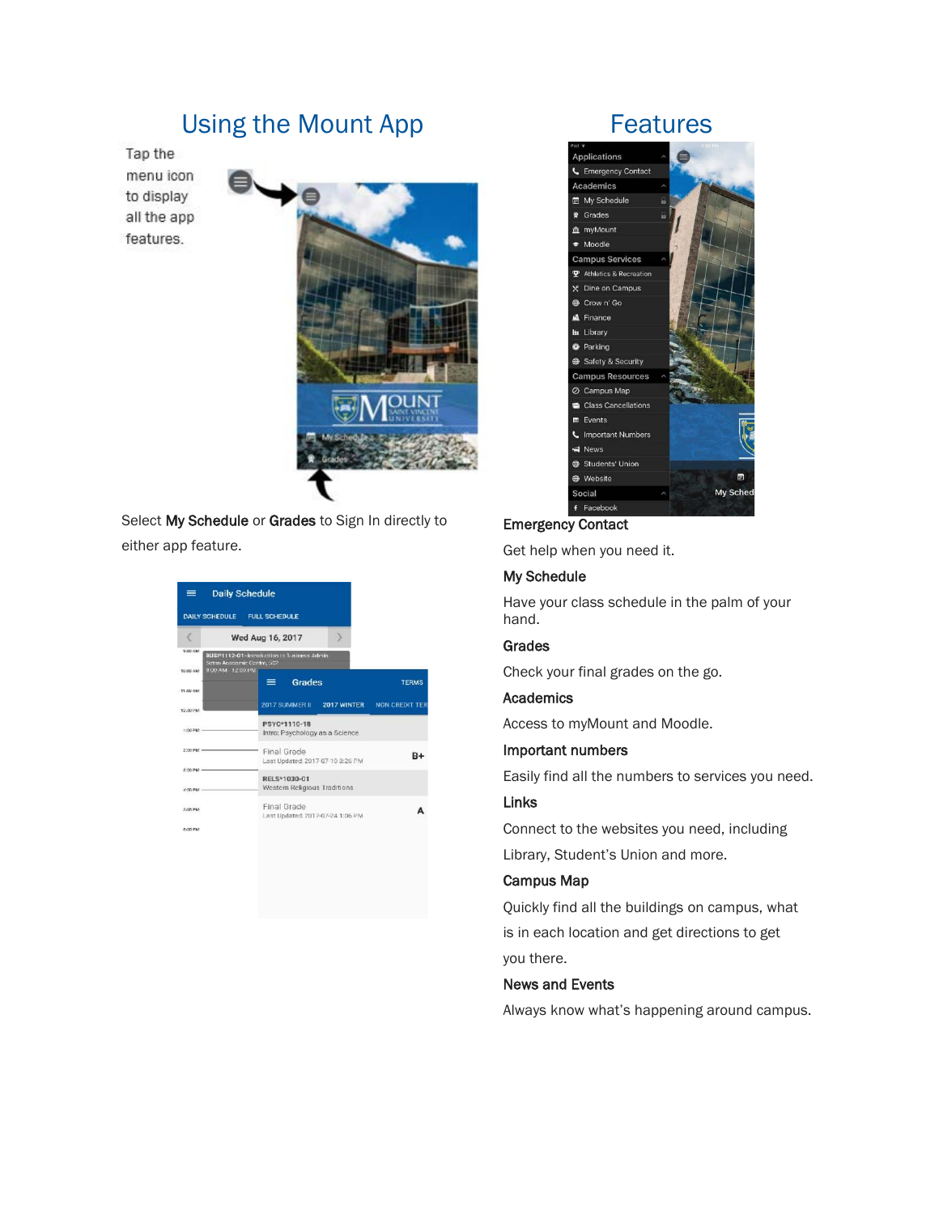# Using the Mount App

Tap the menu icon to display all the app features.

Select **My Schedule** or **Grades** to Sign In directly to either app feature.

# Features

**Emergency Contact**

Get help when you need it.

**My Schedule**

Have your class schedule in the palm of your hand.

**Grades**

Check your final grades on the go.

**Academics**

Access to myMount and Moodle.

**Important numbers**

Easily find all the numbers to services you need.

**Links**

Connect to the websites you need, including Library, Student's Union and more.

**Campus Map**

Quickly find all the buildings on campus, what is in each location and get directions to get you there.

**News and Events**

Always know what's happening around campus.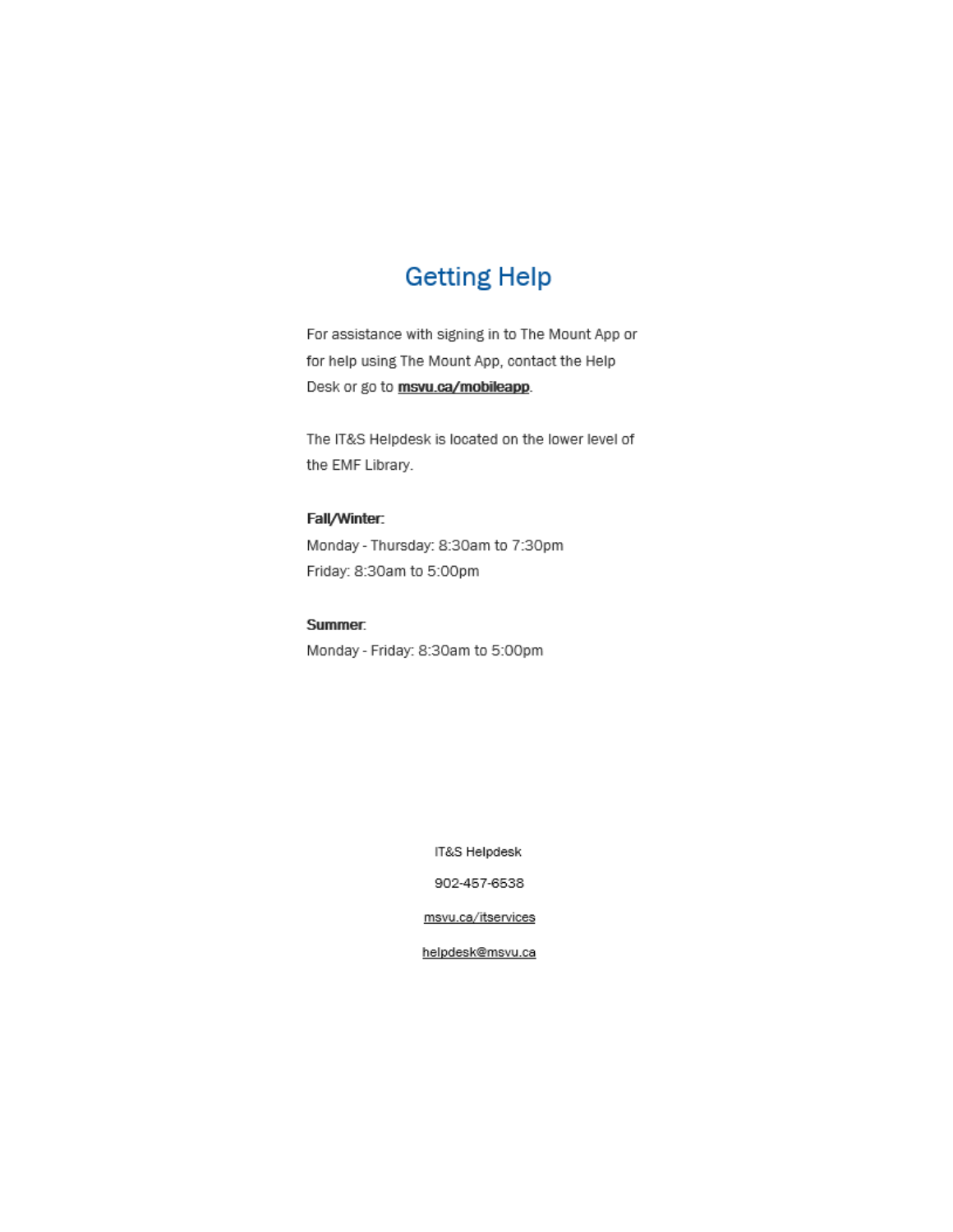# Getting Help

For assistance with signing in to The Mount App or for help using The Mount App, contact the Help Desk or go to **msvu.ca/mobileapp**.

The IT&S Helpdesk is located on the lower level of the EMF Library.

**Fall/Winter:**
Monday - Thursday: 8:30am to 7:30pm
Friday: 8:30am to 5:00pm

**Summer:**
Monday - Friday: 8:30am to 5:00pm

IT&S Helpdesk

902-457-6538

msvu.ca/itservices

helpdesk@msvu.ca